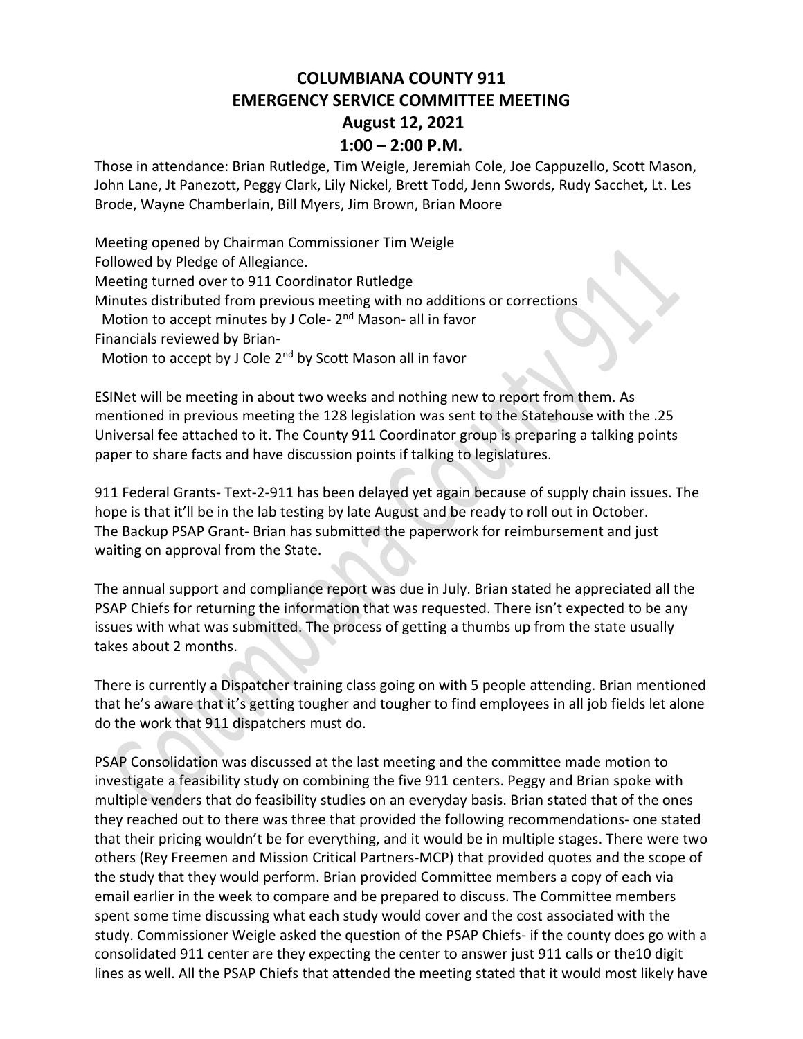# COLUMBIANA COUNTY 911
# EMERGENCY SERVICE COMMITTEE MEETING
## August 12, 2021
## 1:00 – 2:00 P.M.

Those in attendance: Brian Rutledge, Tim Weigle, Jeremiah Cole, Joe Cappuzello, Scott Mason, John Lane, Jt Panezott, Peggy Clark, Lily Nickel, Brett Todd, Jenn Swords, Rudy Sacchet, Lt. Les Brode, Wayne Chamberlain, Bill Myers, Jim Brown, Brian Moore

Meeting opened by Chairman Commissioner Tim Weigle
Followed by Pledge of Allegiance.
Meeting turned over to 911 Coordinator Rutledge
Minutes distributed from previous meeting with no additions or corrections
  Motion to accept minutes by J Cole- 2nd Mason- all in favor
Financials reviewed by Brian-
  Motion to accept by J Cole 2nd by Scott Mason all in favor

ESINet will be meeting in about two weeks and nothing new to report from them. As mentioned in previous meeting the 128 legislation was sent to the Statehouse with the .25 Universal fee attached to it. The County 911 Coordinator group is preparing a talking points paper to share facts and have discussion points if talking to legislatures.

911 Federal Grants- Text-2-911 has been delayed yet again because of supply chain issues. The hope is that it'll be in the lab testing by late August and be ready to roll out in October. The Backup PSAP Grant- Brian has submitted the paperwork for reimbursement and just waiting on approval from the State.

The annual support and compliance report was due in July. Brian stated he appreciated all the PSAP Chiefs for returning the information that was requested. There isn't expected to be any issues with what was submitted. The process of getting a thumbs up from the state usually takes about 2 months.

There is currently a Dispatcher training class going on with 5 people attending. Brian mentioned that he's aware that it's getting tougher and tougher to find employees in all job fields let alone do the work that 911 dispatchers must do.

PSAP Consolidation was discussed at the last meeting and the committee made motion to investigate a feasibility study on combining the five 911 centers. Peggy and Brian spoke with multiple venders that do feasibility studies on an everyday basis. Brian stated that of the ones they reached out to there was three that provided the following recommendations- one stated that their pricing wouldn't be for everything, and it would be in multiple stages. There were two others (Rey Freemen and Mission Critical Partners-MCP) that provided quotes and the scope of the study that they would perform. Brian provided Committee members a copy of each via email earlier in the week to compare and be prepared to discuss. The Committee members spent some time discussing what each study would cover and the cost associated with the study. Commissioner Weigle asked the question of the PSAP Chiefs- if the county does go with a consolidated 911 center are they expecting the center to answer just 911 calls or the10 digit lines as well. All the PSAP Chiefs that attended the meeting stated that it would most likely have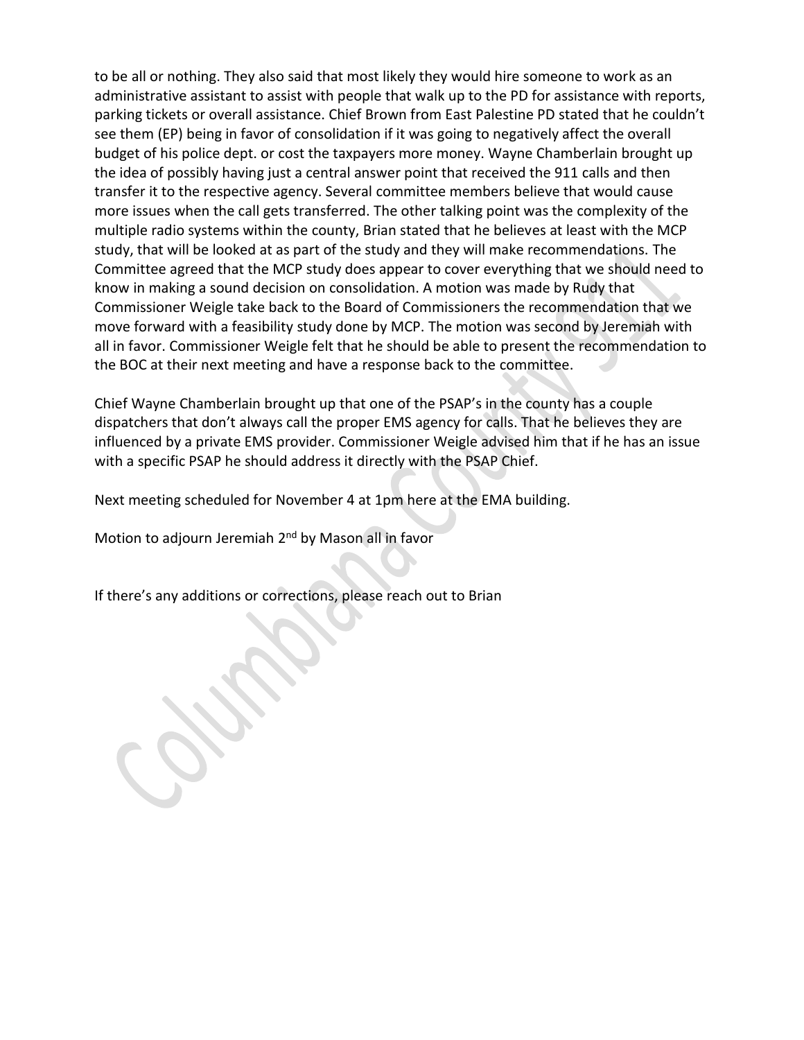to be all or nothing. They also said that most likely they would hire someone to work as an administrative assistant to assist with people that walk up to the PD for assistance with reports, parking tickets or overall assistance. Chief Brown from East Palestine PD stated that he couldn't see them (EP) being in favor of consolidation if it was going to negatively affect the overall budget of his police dept. or cost the taxpayers more money. Wayne Chamberlain brought up the idea of possibly having just a central answer point that received the 911 calls and then transfer it to the respective agency. Several committee members believe that would cause more issues when the call gets transferred. The other talking point was the complexity of the multiple radio systems within the county, Brian stated that he believes at least with the MCP study, that will be looked at as part of the study and they will make recommendations. The Committee agreed that the MCP study does appear to cover everything that we should need to know in making a sound decision on consolidation. A motion was made by Rudy that Commissioner Weigle take back to the Board of Commissioners the recommendation that we move forward with a feasibility study done by MCP. The motion was second by Jeremiah with all in favor. Commissioner Weigle felt that he should be able to present the recommendation to the BOC at their next meeting and have a response back to the committee.

Chief Wayne Chamberlain brought up that one of the PSAP's in the county has a couple dispatchers that don't always call the proper EMS agency for calls. That he believes they are influenced by a private EMS provider. Commissioner Weigle advised him that if he has an issue with a specific PSAP he should address it directly with the PSAP Chief.

Next meeting scheduled for November 4 at 1pm here at the EMA building.

Motion to adjourn Jeremiah 2nd by Mason all in favor

If there's any additions or corrections, please reach out to Brian